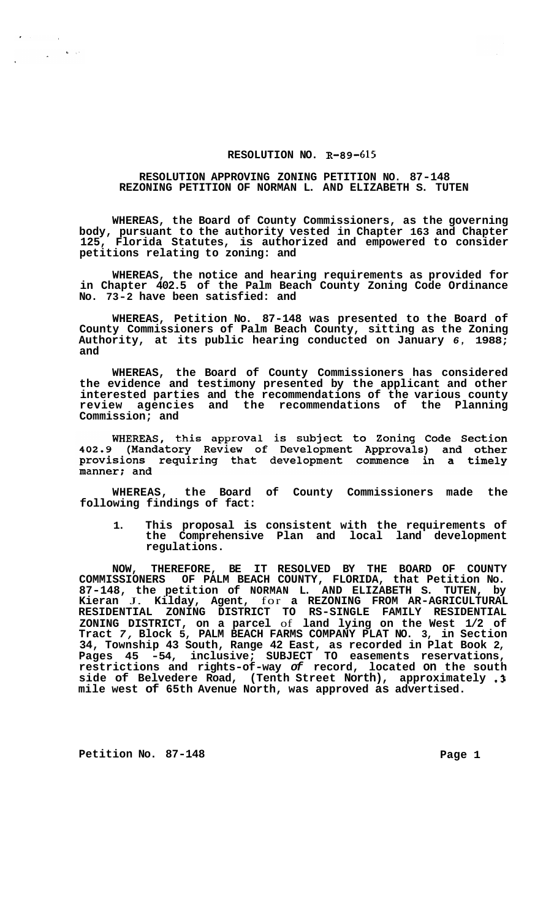# RESOLUTION NO. R-89-615

## RESOLUTION APPROVING ZONING PETITION NO. 87-148
## REZONING PETITION OF NORMAN L. AND ELIZABETH S. TUTEN

**WHEREAS, the Board of County Commissioners, as the governing body, pursuant to the authority vested in Chapter 163 and Chapter 125, Florida Statutes, is authorized and empowered to consider petitions relating to zoning: and**

**WHEREAS, the notice and hearing requirements as provided for in Chapter 402.5 of the Palm Beach County Zoning Code Ordinance No. 73-2 have been satisfied: and**

**WHEREAS, Petition No. 87-148 was presented to the Board of County Commissioners of Palm Beach County, sitting as the Zoning Authority, at its public hearing conducted on January 6, 1988; and**

**WHEREAS, the Board of County Commissioners has considered the evidence and testimony presented by the applicant and other interested parties and the recommendations of the various county review agencies and the recommendations of the Planning Commission; and**

**WHEREAS, this approval is subject to Zoning Code Section 402.9 (Mandatory Review of Development Approvals) and other provisions requiring that development commence in a timely manner; and**

**WHEREAS, the Board of County Commissioners made the following findings of fact:**

1. **This proposal is consistent with the requirements of the Comprehensive Plan and local land development regulations.**

**NOW, THEREFORE, BE IT RESOLVED BY THE BOARD OF COUNTY COMMISSIONERS OF PALM BEACH COUNTY, FLORIDA, that Petition No. 87-148, the petition of NORMAN L. AND ELIZABETH S. TUTEN, by Kieran J. Kilday, Agent, for a REZONING FROM AR-AGRICULTURAL RESIDENTIAL ZONING DISTRICT TO RS-SINGLE FAMILY RESIDENTIAL ZONING DISTRICT, on a parcel of land lying on the West 1/2 of Tract 7, Block 5, PALM BEACH FARMS COMPANY PLAT NO. 3, in Section 34, Township 43 South, Range 42 East, as recorded in Plat Book 2, Pages 45 -54, inclusive; SUBJECT TO easements reservations, restrictions and rights-of-way of record, located on the south side of Belvedere Road, (Tenth Street North), approximately .3 mile west of 65th Avenue North, was approved as advertised.**

**Petition No. 87-148**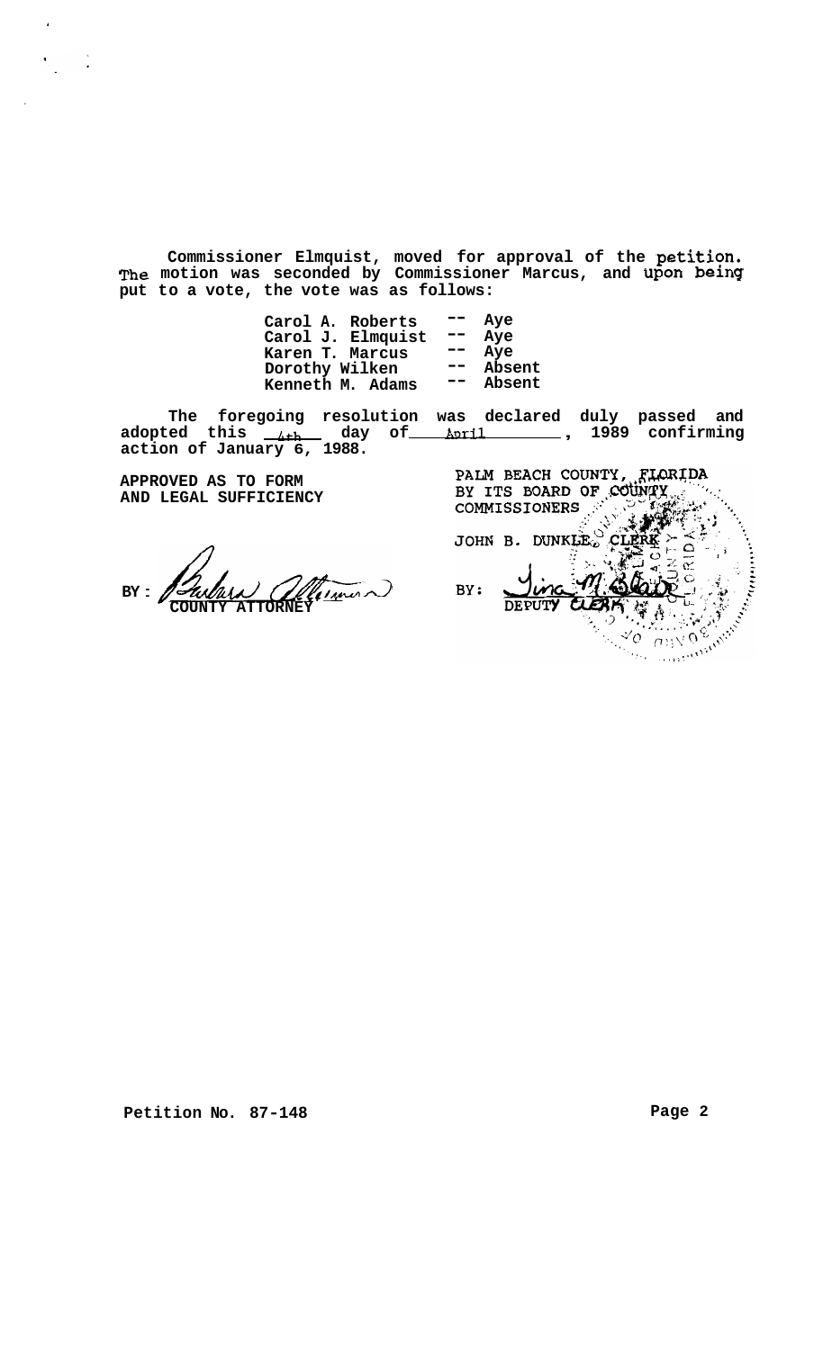Commissioner Elmquist, moved for approval of the petition. The motion was seconded by Commissioner Marcus, and upon being put to a vote, the vote was as follows:

| | | |
|---|---|---|
| Carol A. Roberts | -- | Aye |
| Carol J. Elmquist | -- | Aye |
| Karen T. Marcus | -- | Aye |
| Dorothy Wilken | -- | Absent |
| Kenneth M. Adams | -- | Absent |

The foregoing resolution was declared duly passed and adopted this 4th day of April, 1989 confirming action of January 6, 1988.

APPROVED AS TO FORM AND LEGAL SUFFICIENCY

BY: COUNTY ATTORNEY

PALM BEACH COUNTY, FLORIDA
BY ITS BOARD OF COUNTY COMMISSIONERS

JOHN B. DUNKLE, CLERK

BY: DEPUTY CLERK

Petition No. 87-148